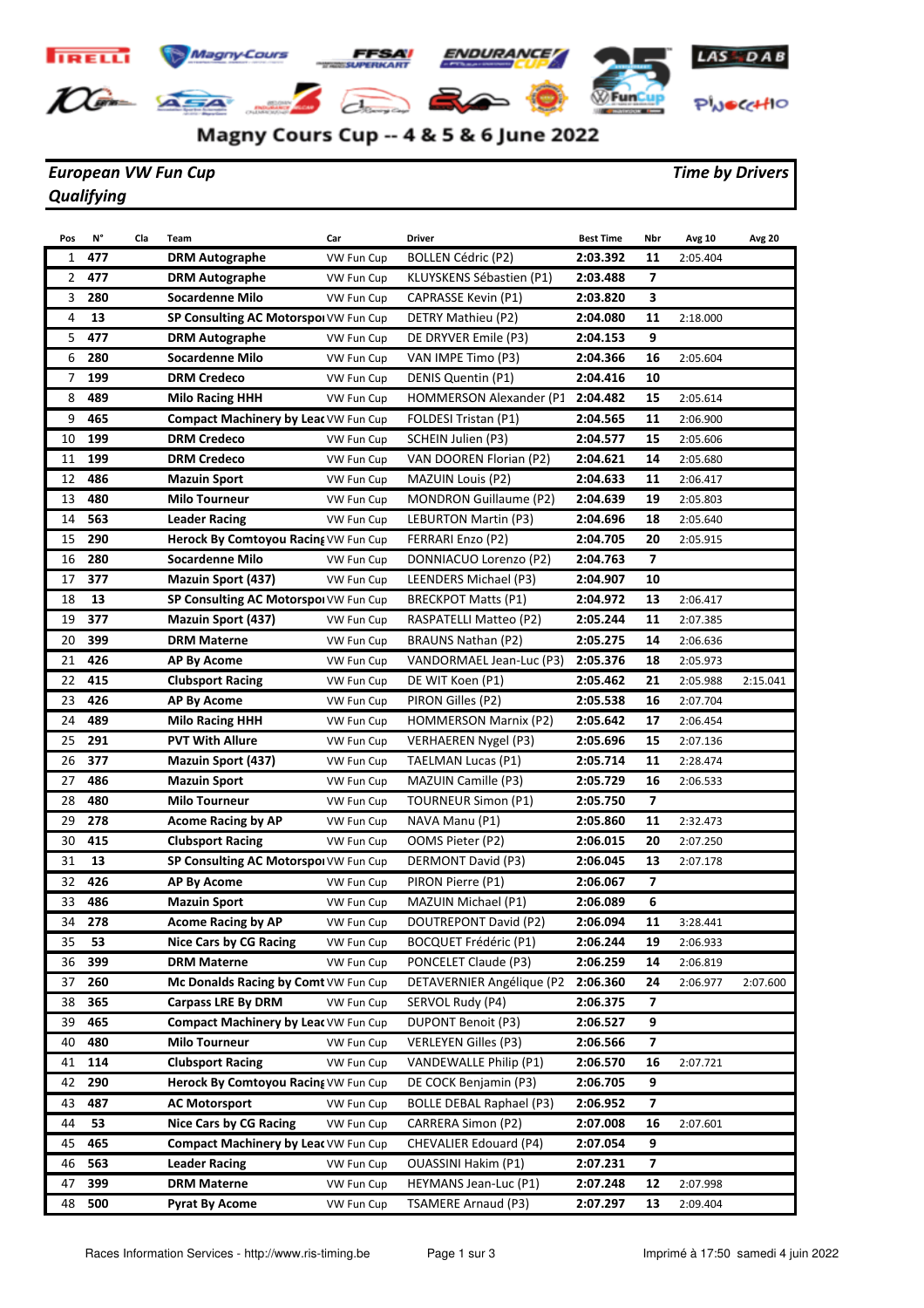# Magny Cours Cup -- 4 & 5 & 6 June 2022

**European VW Fun Cup** — **Time by Drivers**

**Qualifying**

| Pos | N° | Cla | Team | Car | Driver | Best Time | Nbr | Avg 10 | Avg 20 |
|---|---|---|---|---|---|---|---|---|---|
| 1 | 477 | | DRM Autographe | VW Fun Cup | BOLLEN Cédric (P2) | 2:03.392 | 11 | 2:05.404 | |
| 2 | 477 | | DRM Autographe | VW Fun Cup | KLUYSKENS Sébastien (P1) | 2:03.488 | 7 | | |
| 3 | 280 | | Socardenne Milo | VW Fun Cup | CAPRASSE Kevin (P1) | 2:03.820 | 3 | | |
| 4 | 13 | | SP Consulting AC Motorspoi | VW Fun Cup | DETRY Mathieu (P2) | 2:04.080 | 11 | 2:18.000 | |
| 5 | 477 | | DRM Autographe | VW Fun Cup | DE DRYVER Emile (P3) | 2:04.153 | 9 | | |
| 6 | 280 | | Socardenne Milo | VW Fun Cup | VAN IMPE Timo (P3) | 2:04.366 | 16 | 2:05.604 | |
| 7 | 199 | | DRM Credeco | VW Fun Cup | DENIS Quentin (P1) | 2:04.416 | 10 | | |
| 8 | 489 | | Milo Racing HHH | VW Fun Cup | HOMMERSON Alexander (P1 | 2:04.482 | 15 | 2:05.614 | |
| 9 | 465 | | Compact Machinery by Leac | VW Fun Cup | FOLDESI Tristan (P1) | 2:04.565 | 11 | 2:06.900 | |
| 10 | 199 | | DRM Credeco | VW Fun Cup | SCHEIN Julien (P3) | 2:04.577 | 15 | 2:05.606 | |
| 11 | 199 | | DRM Credeco | VW Fun Cup | VAN DOOREN Florian (P2) | 2:04.621 | 14 | 2:05.680 | |
| 12 | 486 | | Mazuin Sport | VW Fun Cup | MAZUIN Louis (P2) | 2:04.633 | 11 | 2:06.417 | |
| 13 | 480 | | Milo Tourneur | VW Fun Cup | MONDRON Guillaume (P2) | 2:04.639 | 19 | 2:05.803 | |
| 14 | 563 | | Leader Racing | VW Fun Cup | LEBURTON Martin (P3) | 2:04.696 | 18 | 2:05.640 | |
| 15 | 290 | | Herock By Comtoyou Racing | VW Fun Cup | FERRARI Enzo (P2) | 2:04.705 | 20 | 2:05.915 | |
| 16 | 280 | | Socardenne Milo | VW Fun Cup | DONNIACUO Lorenzo (P2) | 2:04.763 | 7 | | |
| 17 | 377 | | Mazuin Sport (437) | VW Fun Cup | LEENDERS Michael (P3) | 2:04.907 | 10 | | |
| 18 | 13 | | SP Consulting AC Motorspoi | VW Fun Cup | BRECKPOT Matts (P1) | 2:04.972 | 13 | 2:06.417 | |
| 19 | 377 | | Mazuin Sport (437) | VW Fun Cup | RASPATELLI Matteo (P2) | 2:05.244 | 11 | 2:07.385 | |
| 20 | 399 | | DRM Materne | VW Fun Cup | BRAUNS Nathan (P2) | 2:05.275 | 14 | 2:06.636 | |
| 21 | 426 | | AP By Acome | VW Fun Cup | VANDORMAEL Jean-Luc (P3) | 2:05.376 | 18 | 2:05.973 | |
| 22 | 415 | | Clubsport Racing | VW Fun Cup | DE WIT Koen (P1) | 2:05.462 | 21 | 2:05.988 | 2:15.041 |
| 23 | 426 | | AP By Acome | VW Fun Cup | PIRON Gilles (P2) | 2:05.538 | 16 | 2:07.704 | |
| 24 | 489 | | Milo Racing HHH | VW Fun Cup | HOMMERSON Marnix (P2) | 2:05.642 | 17 | 2:06.454 | |
| 25 | 291 | | PVT With Allure | VW Fun Cup | VERHAEREN Nygel (P3) | 2:05.696 | 15 | 2:07.136 | |
| 26 | 377 | | Mazuin Sport (437) | VW Fun Cup | TAELMAN Lucas (P1) | 2:05.714 | 11 | 2:28.474 | |
| 27 | 486 | | Mazuin Sport | VW Fun Cup | MAZUIN Camille (P3) | 2:05.729 | 16 | 2:06.533 | |
| 28 | 480 | | Milo Tourneur | VW Fun Cup | TOURNEUR Simon (P1) | 2:05.750 | 7 | | |
| 29 | 278 | | Acome Racing by AP | VW Fun Cup | NAVA Manu (P1) | 2:05.860 | 11 | 2:32.473 | |
| 30 | 415 | | Clubsport Racing | VW Fun Cup | OOMS Pieter (P2) | 2:06.015 | 20 | 2:07.250 | |
| 31 | 13 | | SP Consulting AC Motorspoi | VW Fun Cup | DERMONT David (P3) | 2:06.045 | 13 | 2:07.178 | |
| 32 | 426 | | AP By Acome | VW Fun Cup | PIRON Pierre (P1) | 2:06.067 | 7 | | |
| 33 | 486 | | Mazuin Sport | VW Fun Cup | MAZUIN Michael (P1) | 2:06.089 | 6 | | |
| 34 | 278 | | Acome Racing by AP | VW Fun Cup | DOUTREPONT David (P2) | 2:06.094 | 11 | 3:28.441 | |
| 35 | 53 | | Nice Cars by CG Racing | VW Fun Cup | BOCQUET Frédéric (P1) | 2:06.244 | 19 | 2:06.933 | |
| 36 | 399 | | DRM Materne | VW Fun Cup | PONCELET Claude (P3) | 2:06.259 | 14 | 2:06.819 | |
| 37 | 260 | | Mc Donalds Racing by Comt | VW Fun Cup | DETAVERNIER Angélique (P2 | 2:06.360 | 24 | 2:06.977 | 2:07.600 |
| 38 | 365 | | Carpass LRE By DRM | VW Fun Cup | SERVOL Rudy (P4) | 2:06.375 | 7 | | |
| 39 | 465 | | Compact Machinery by Leac | VW Fun Cup | DUPONT Benoit (P3) | 2:06.527 | 9 | | |
| 40 | 480 | | Milo Tourneur | VW Fun Cup | VERLEYEN Gilles (P3) | 2:06.566 | 7 | | |
| 41 | 114 | | Clubsport Racing | VW Fun Cup | VANDEWALLE Philip (P1) | 2:06.570 | 16 | 2:07.721 | |
| 42 | 290 | | Herock By Comtoyou Racing | VW Fun Cup | DE COCK Benjamin (P3) | 2:06.705 | 9 | | |
| 43 | 487 | | AC Motorsport | VW Fun Cup | BOLLE DEBAL Raphael (P3) | 2:06.952 | 7 | | |
| 44 | 53 | | Nice Cars by CG Racing | VW Fun Cup | CARRERA Simon (P2) | 2:07.008 | 16 | 2:07.601 | |
| 45 | 465 | | Compact Machinery by Leac | VW Fun Cup | CHEVALIER Edouard (P4) | 2:07.054 | 9 | | |
| 46 | 563 | | Leader Racing | VW Fun Cup | OUASSINI Hakim (P1) | 2:07.231 | 7 | | |
| 47 | 399 | | DRM Materne | VW Fun Cup | HEYMANS Jean-Luc (P1) | 2:07.248 | 12 | 2:07.998 | |
| 48 | 500 | | Pyrat By Acome | VW Fun Cup | TSAMERE Arnaud (P3) | 2:07.297 | 13 | 2:09.404 | |

Races Information Services - http://www.ris-timing.be — Imprimé à 17:50 samedi 4 juin 2022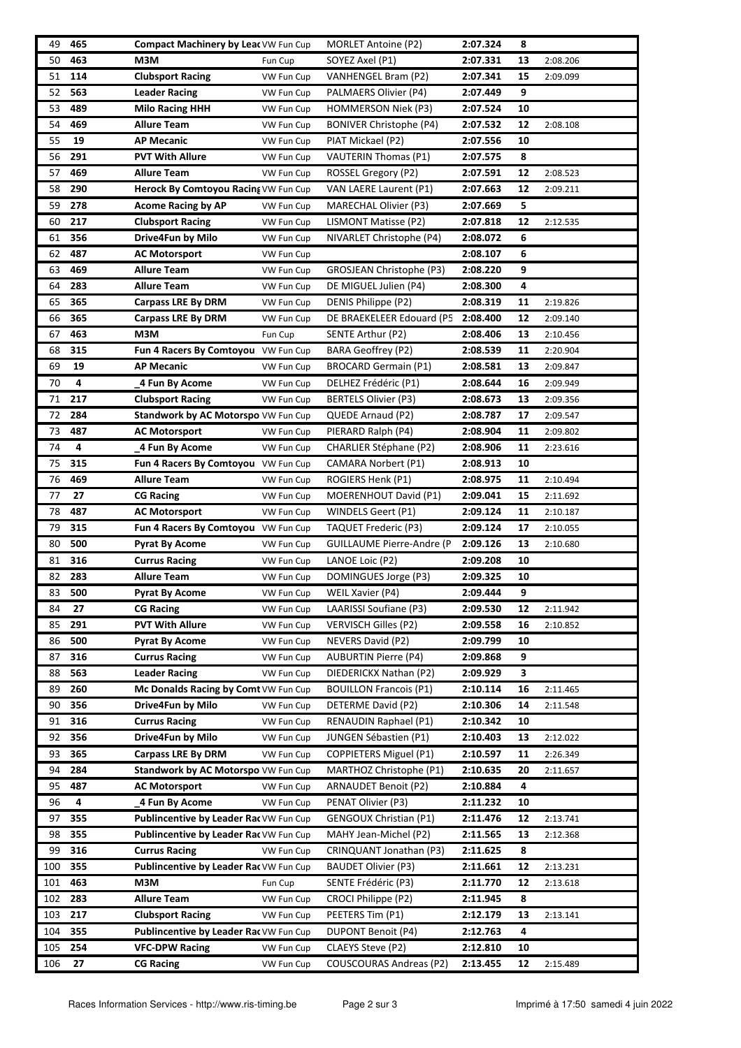| | | | | | | | |
|---|---|---|---|---|---|---|---|
| 49 | **465** | **Compact Machinery by Lea** | VW Fun Cup | MORLET Antoine (P2) | **2:07.324** | **8** | |
| 50 | **463** | **M3M** | Fun Cup | SOYEZ Axel (P1) | **2:07.331** | **13** | 2:08.206 |
| 51 | **114** | **Clubsport Racing** | VW Fun Cup | VANHENGEL Bram (P2) | **2:07.341** | **15** | 2:09.099 |
| 52 | **563** | **Leader Racing** | VW Fun Cup | PALMAERS Olivier (P4) | **2:07.449** | **9** | |
| 53 | **489** | **Milo Racing HHH** | VW Fun Cup | HOMMERSON Niek (P3) | **2:07.524** | **10** | |
| 54 | **469** | **Allure Team** | VW Fun Cup | BONIVER Christophe (P4) | **2:07.532** | **12** | 2:08.108 |
| 55 | **19** | **AP Mecanic** | VW Fun Cup | PIAT Mickael (P2) | **2:07.556** | **10** | |
| 56 | **291** | **PVT With Allure** | VW Fun Cup | VAUTERIN Thomas (P1) | **2:07.575** | **8** | |
| 57 | **469** | **Allure Team** | VW Fun Cup | ROSSEL Gregory (P2) | **2:07.591** | **12** | 2:08.523 |
| 58 | **290** | **Herock By Comtoyou Racing** | VW Fun Cup | VAN LAERE Laurent (P1) | **2:07.663** | **12** | 2:09.211 |
| 59 | **278** | **Acome Racing by AP** | VW Fun Cup | MARECHAL Olivier (P3) | **2:07.669** | **5** | |
| 60 | **217** | **Clubsport Racing** | VW Fun Cup | LISMONT Matisse (P2) | **2:07.818** | **12** | 2:12.535 |
| 61 | **356** | **Drive4Fun by Milo** | VW Fun Cup | NIVARLET Christophe (P4) | **2:08.072** | **6** | |
| 62 | **487** | **AC Motorsport** | VW Fun Cup | | **2:08.107** | **6** | |
| 63 | **469** | **Allure Team** | VW Fun Cup | GROSJEAN Christophe (P3) | **2:08.220** | **9** | |
| 64 | **283** | **Allure Team** | VW Fun Cup | DE MIGUEL Julien (P4) | **2:08.300** | **4** | |
| 65 | **365** | **Carpass LRE By DRM** | VW Fun Cup | DENIS Philippe (P2) | **2:08.319** | **11** | 2:19.826 |
| 66 | **365** | **Carpass LRE By DRM** | VW Fun Cup | DE BRAEKELEER Edouard (P5 | **2:08.400** | **12** | 2:09.140 |
| 67 | **463** | **M3M** | Fun Cup | SENTE Arthur (P2) | **2:08.406** | **13** | 2:10.456 |
| 68 | **315** | **Fun 4 Racers By Comtoyou** | VW Fun Cup | BARA Geoffrey (P2) | **2:08.539** | **11** | 2:20.904 |
| 69 | **19** | **AP Mecanic** | VW Fun Cup | BROCARD Germain (P1) | **2:08.581** | **13** | 2:09.847 |
| 70 | **4** | **_4 Fun By Acome** | VW Fun Cup | DELHEZ Frédéric (P1) | **2:08.644** | **16** | 2:09.949 |
| 71 | **217** | **Clubsport Racing** | VW Fun Cup | BERTELS Olivier (P3) | **2:08.673** | **13** | 2:09.356 |
| 72 | **284** | **Standwork by AC Motorspo** | VW Fun Cup | QUEDE Arnaud (P2) | **2:08.787** | **17** | 2:09.547 |
| 73 | **487** | **AC Motorsport** | VW Fun Cup | PIERARD Ralph (P4) | **2:08.904** | **11** | 2:09.802 |
| 74 | **4** | **_4 Fun By Acome** | VW Fun Cup | CHARLIER Stéphane (P2) | **2:08.906** | **11** | 2:23.616 |
| 75 | **315** | **Fun 4 Racers By Comtoyou** | VW Fun Cup | CAMARA Norbert (P1) | **2:08.913** | **10** | |
| 76 | **469** | **Allure Team** | VW Fun Cup | ROGIERS Henk (P1) | **2:08.975** | **11** | 2:10.494 |
| 77 | **27** | **CG Racing** | VW Fun Cup | MOERENHOUT David (P1) | **2:09.041** | **15** | 2:11.692 |
| 78 | **487** | **AC Motorsport** | VW Fun Cup | WINDELS Geert (P1) | **2:09.124** | **11** | 2:10.187 |
| 79 | **315** | **Fun 4 Racers By Comtoyou** | VW Fun Cup | TAQUET Frederic (P3) | **2:09.124** | **17** | 2:10.055 |
| 80 | **500** | **Pyrat By Acome** | VW Fun Cup | GUILLAUME Pierre-Andre (P | **2:09.126** | **13** | 2:10.680 |
| 81 | **316** | **Currus Racing** | VW Fun Cup | LANOE Loic (P2) | **2:09.208** | **10** | |
| 82 | **283** | **Allure Team** | VW Fun Cup | DOMINGUES Jorge (P3) | **2:09.325** | **10** | |
| 83 | **500** | **Pyrat By Acome** | VW Fun Cup | WEIL Xavier (P4) | **2:09.444** | **9** | |
| 84 | **27** | **CG Racing** | VW Fun Cup | LAARISSI Soufiane (P3) | **2:09.530** | **12** | 2:11.942 |
| 85 | **291** | **PVT With Allure** | VW Fun Cup | VERVISCH Gilles (P2) | **2:09.558** | **16** | 2:10.852 |
| 86 | **500** | **Pyrat By Acome** | VW Fun Cup | NEVERS David (P2) | **2:09.799** | **10** | |
| 87 | **316** | **Currus Racing** | VW Fun Cup | AUBURTIN Pierre (P4) | **2:09.868** | **9** | |
| 88 | **563** | **Leader Racing** | VW Fun Cup | DIEDERICKX Nathan (P2) | **2:09.929** | **3** | |
| 89 | **260** | **Mc Donalds Racing by Comt** | VW Fun Cup | BOUILLON Francois (P1) | **2:10.114** | **16** | 2:11.465 |
| 90 | **356** | **Drive4Fun by Milo** | VW Fun Cup | DETERME David (P2) | **2:10.306** | **14** | 2:11.548 |
| 91 | **316** | **Currus Racing** | VW Fun Cup | RENAUDIN Raphael (P1) | **2:10.342** | **10** | |
| 92 | **356** | **Drive4Fun by Milo** | VW Fun Cup | JUNGEN Sébastien (P1) | **2:10.403** | **13** | 2:12.022 |
| 93 | **365** | **Carpass LRE By DRM** | VW Fun Cup | COPPIETERS Miguel (P1) | **2:10.597** | **11** | 2:26.349 |
| 94 | **284** | **Standwork by AC Motorspo** | VW Fun Cup | MARTHOZ Christophe (P1) | **2:10.635** | **20** | 2:11.657 |
| 95 | **487** | **AC Motorsport** | VW Fun Cup | ARNAUDET Benoit (P2) | **2:10.884** | **4** | |
| 96 | **4** | **_4 Fun By Acome** | VW Fun Cup | PENAT Olivier (P3) | **2:11.232** | **10** | |
| 97 | **355** | **Publincentive by Leader Rac** | VW Fun Cup | GENGOUX Christian (P1) | **2:11.476** | **12** | 2:13.741 |
| 98 | **355** | **Publincentive by Leader Rac** | VW Fun Cup | MAHY Jean-Michel (P2) | **2:11.565** | **13** | 2:12.368 |
| 99 | **316** | **Currus Racing** | VW Fun Cup | CRINQUANT Jonathan (P3) | **2:11.625** | **8** | |
| 100 | **355** | **Publincentive by Leader Rac** | VW Fun Cup | BAUDET Olivier (P3) | **2:11.661** | **12** | 2:13.231 |
| 101 | **463** | **M3M** | Fun Cup | SENTE Frédéric (P3) | **2:11.770** | **12** | 2:13.618 |
| 102 | **283** | **Allure Team** | VW Fun Cup | CROCI Philippe (P2) | **2:11.945** | **8** | |
| 103 | **217** | **Clubsport Racing** | VW Fun Cup | PEETERS Tim (P1) | **2:12.179** | **13** | 2:13.141 |
| 104 | **355** | **Publincentive by Leader Rac** | VW Fun Cup | DUPONT Benoit (P4) | **2:12.763** | **4** | |
| 105 | **254** | **VFC-DPW Racing** | VW Fun Cup | CLAEYS Steve (P2) | **2:12.810** | **10** | |
| 106 | **27** | **CG Racing** | VW Fun Cup | COUSCOURAS Andreas (P2) | **2:13.455** | **12** | 2:15.489 |

Races Information Services - http://www.ris-timing.be

Imprimé à 17:50 samedi 4 juin 2022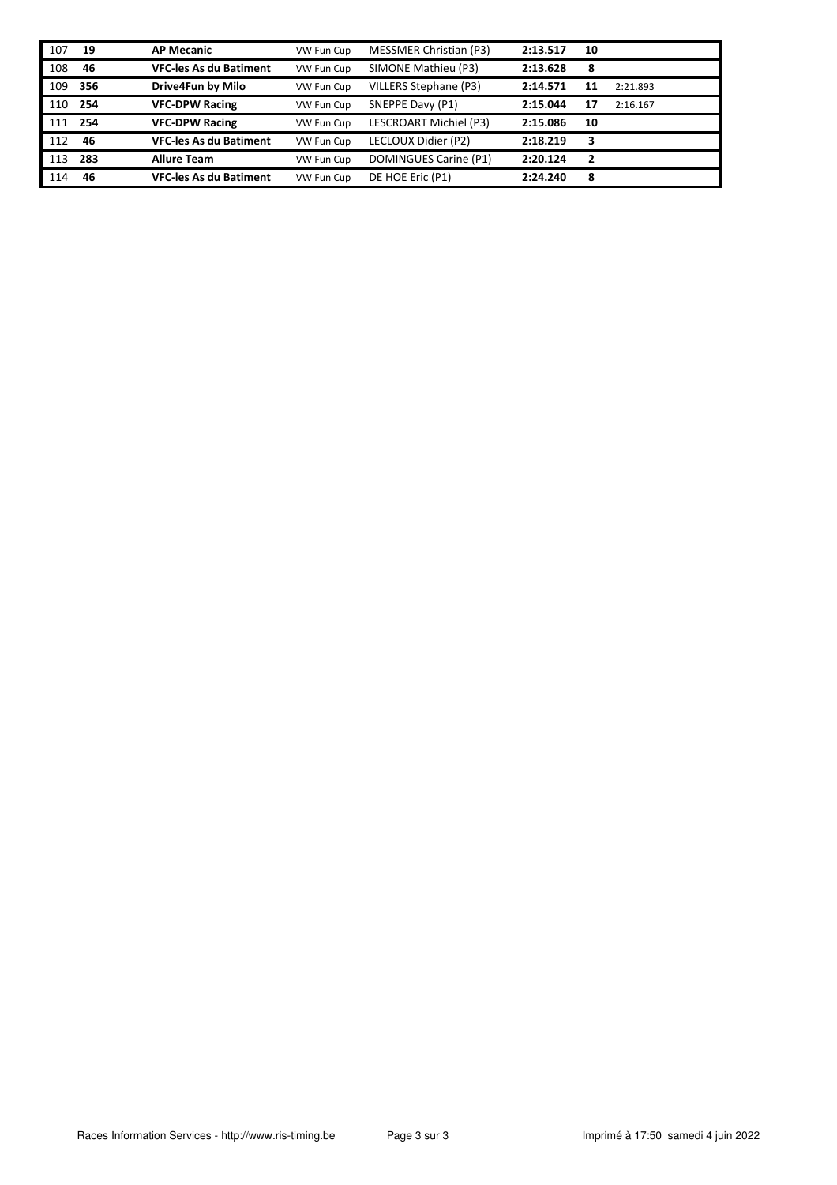| | | | | | | | |
|---|---|---|---|---|---|---|---|
| 107 | **19** | **AP Mecanic** | VW Fun Cup | MESSMER Christian (P3) | **2:13.517** | **10** | |
| 108 | **46** | **VFC-les As du Batiment** | VW Fun Cup | SIMONE Mathieu (P3) | **2:13.628** | **8** | |
| 109 | **356** | **Drive4Fun by Milo** | VW Fun Cup | VILLERS Stephane (P3) | **2:14.571** | **11** | 2:21.893 |
| 110 | **254** | **VFC-DPW Racing** | VW Fun Cup | SNEPPE Davy (P1) | **2:15.044** | **17** | 2:16.167 |
| 111 | **254** | **VFC-DPW Racing** | VW Fun Cup | LESCROART Michiel (P3) | **2:15.086** | **10** | |
| 112 | **46** | **VFC-les As du Batiment** | VW Fun Cup | LECLOUX Didier (P2) | **2:18.219** | **3** | |
| 113 | **283** | **Allure Team** | VW Fun Cup | DOMINGUES Carine (P1) | **2:20.124** | **2** | |
| 114 | **46** | **VFC-les As du Batiment** | VW Fun Cup | DE HOE Eric (P1) | **2:24.240** | **8** | |

Races Information Services - http://www.ris-timing.be

Imprimé à 17:50 samedi 4 juin 2022